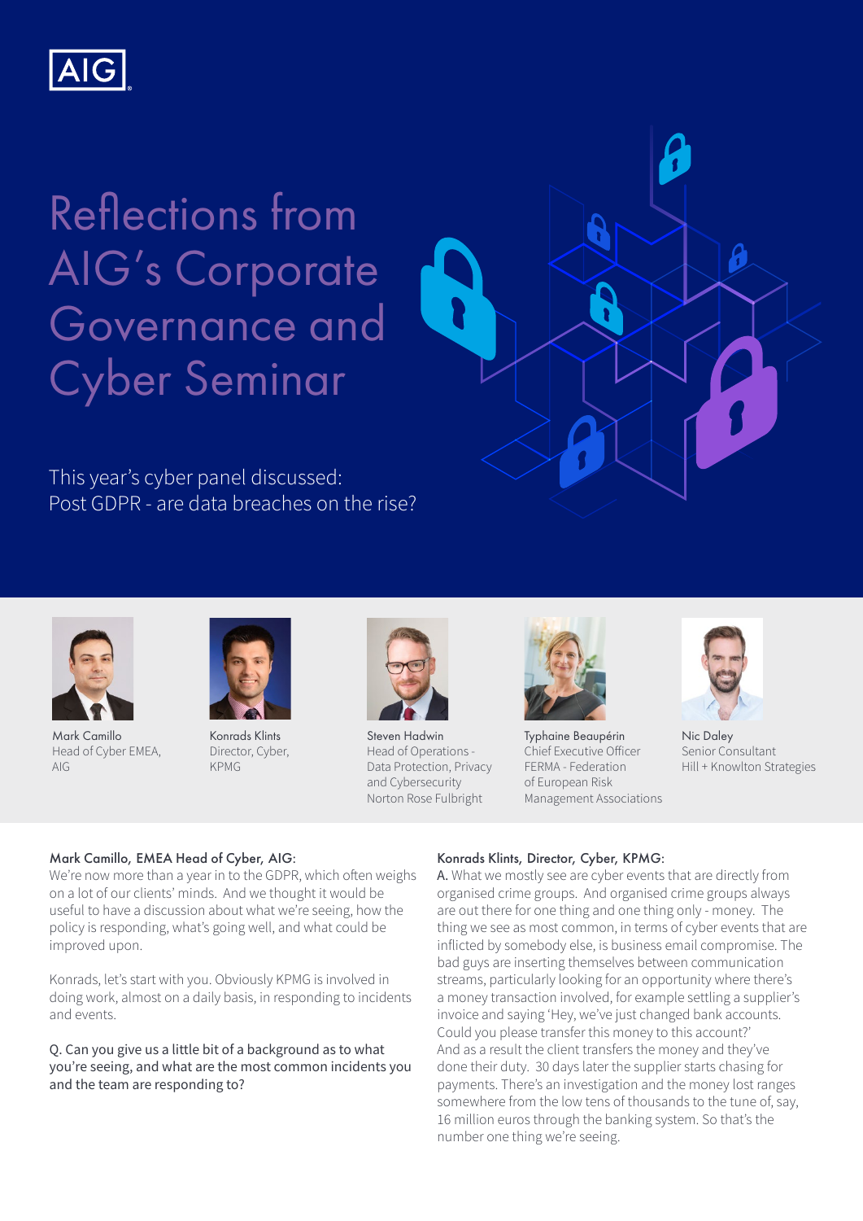AIG

# Reflections from AIG's Corporate Governance and Cyber Seminar

This year's cyber panel discussed:
Post GDPR - are data breaches on the rise?

Mark Camillo
Head of Cyber EMEA, AIG

Konrads Klints
Director, Cyber, KPMG

Steven Hadwin
Head of Operations - Data Protection, Privacy and Cybersecurity
Norton Rose Fulbright

Typhaine Beaupérin
Chief Executive Officer
FERMA - Federation of European Risk Management Associations

Nic Daley
Senior Consultant
Hill + Knowlton Strategies

**Mark Camillo, EMEA Head of Cyber, AIG:**
We're now more than a year in to the GDPR, which often weighs on a lot of our clients' minds. And we thought it would be useful to have a discussion about what we're seeing, how the policy is responding, what's going well, and what could be improved upon.

Konrads, let's start with you. Obviously KPMG is involved in doing work, almost on a daily basis, in responding to incidents and events.

Q. Can you give us a little bit of a background as to what you're seeing, and what are the most common incidents you and the team are responding to?

**Konrads Klints, Director, Cyber, KPMG:**
A. What we mostly see are cyber events that are directly from organised crime groups. And organised crime groups always are out there for one thing and one thing only - money. The thing we see as most common, in terms of cyber events that are inflicted by somebody else, is business email compromise. The bad guys are inserting themselves between communication streams, particularly looking for an opportunity where there's a money transaction involved, for example settling a supplier's invoice and saying 'Hey, we've just changed bank accounts. Could you please transfer this money to this account?'
And as a result the client transfers the money and they've done their duty. 30 days later the supplier starts chasing for payments. There's an investigation and the money lost ranges somewhere from the low tens of thousands to the tune of, say, 16 million euros through the banking system. So that's the number one thing we're seeing.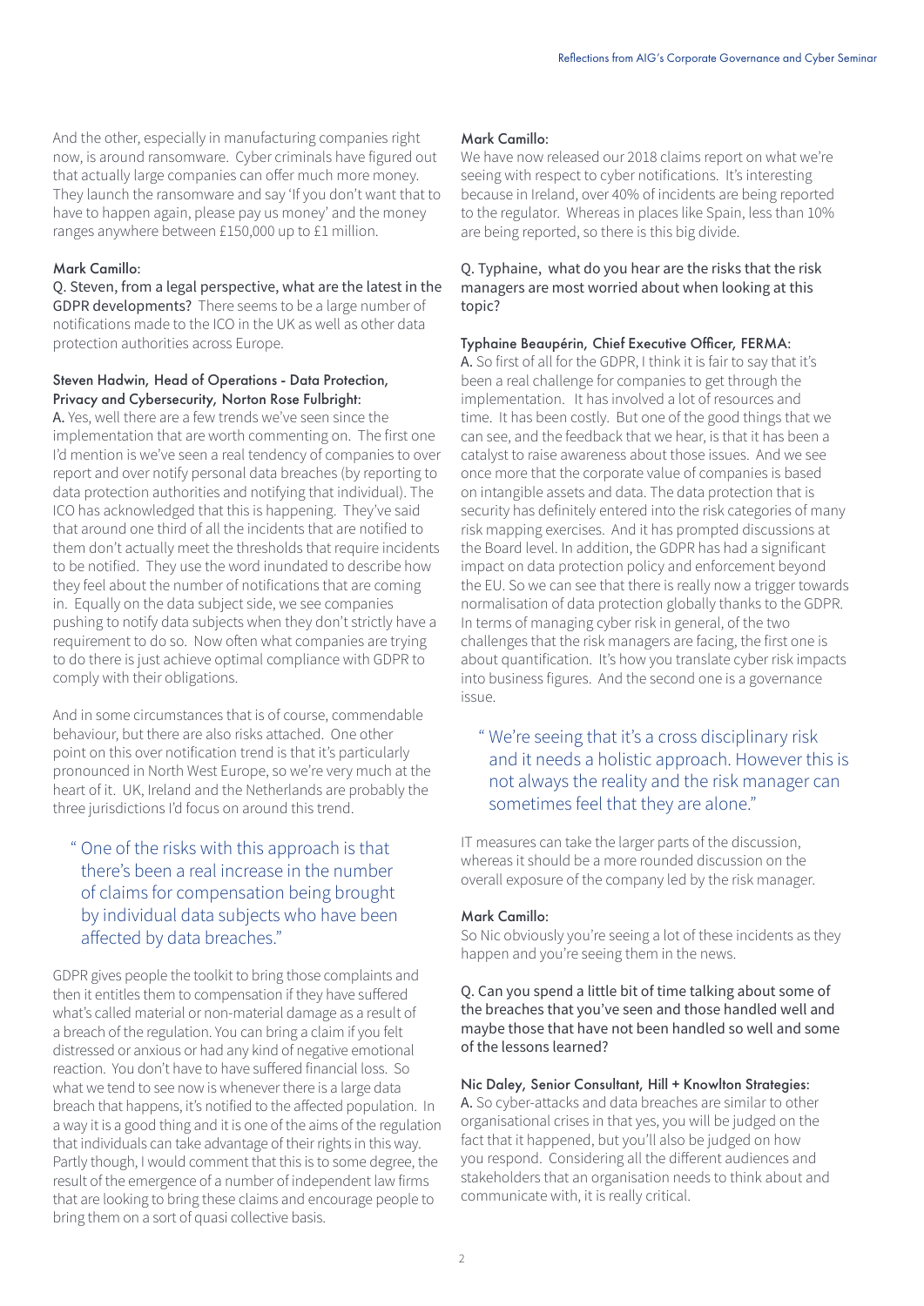And the other, especially in manufacturing companies right now, is around ransomware. Cyber criminals have figured out that actually large companies can offer much more money. They launch the ransomware and say 'If you don't want that to have to happen again, please pay us money' and the money ranges anywhere between £150,000 up to £1 million.

**Mark Camillo:**

Q. Steven, from a legal perspective, what are the latest in the GDPR developments? There seems to be a large number of notifications made to the ICO in the UK as well as other data protection authorities across Europe.

**Steven Hadwin, Head of Operations - Data Protection, Privacy and Cybersecurity, Norton Rose Fulbright:**

A. Yes, well there are a few trends we've seen since the implementation that are worth commenting on. The first one I'd mention is we've seen a real tendency of companies to over report and over notify personal data breaches (by reporting to data protection authorities and notifying that individual). The ICO has acknowledged that this is happening. They've said that around one third of all the incidents that are notified to them don't actually meet the thresholds that require incidents to be notified. They use the word inundated to describe how they feel about the number of notifications that are coming in. Equally on the data subject side, we see companies pushing to notify data subjects when they don't strictly have a requirement to do so. Now often what companies are trying to do there is just achieve optimal compliance with GDPR to comply with their obligations.

And in some circumstances that is of course, commendable behaviour, but there are also risks attached. One other point on this over notification trend is that it's particularly pronounced in North West Europe, so we're very much at the heart of it. UK, Ireland and the Netherlands are probably the three jurisdictions I'd focus on around this trend.

> "One of the risks with this approach is that there's been a real increase in the number of claims for compensation being brought by individual data subjects who have been affected by data breaches."

GDPR gives people the toolkit to bring those complaints and then it entitles them to compensation if they have suffered what's called material or non-material damage as a result of a breach of the regulation. You can bring a claim if you felt distressed or anxious or had any kind of negative emotional reaction. You don't have to have suffered financial loss. So what we tend to see now is whenever there is a large data breach that happens, it's notified to the affected population. In a way it is a good thing and it is one of the aims of the regulation that individuals can take advantage of their rights in this way. Partly though, I would comment that this is to some degree, the result of the emergence of a number of independent law firms that are looking to bring these claims and encourage people to bring them on a sort of quasi collective basis.

**Mark Camillo:**

We have now released our 2018 claims report on what we're seeing with respect to cyber notifications. It's interesting because in Ireland, over 40% of incidents are being reported to the regulator. Whereas in places like Spain, less than 10% are being reported, so there is this big divide.

Q. Typhaine, what do you hear are the risks that the risk managers are most worried about when looking at this topic?

**Typhaine Beaupérin, Chief Executive Officer, FERMA:**

A. So first of all for the GDPR, I think it is fair to say that it's been a real challenge for companies to get through the implementation. It has involved a lot of resources and time. It has been costly. But one of the good things that we can see, and the feedback that we hear, is that it has been a catalyst to raise awareness about those issues. And we see once more that the corporate value of companies is based on intangible assets and data. The data protection that is security has definitely entered into the risk categories of many risk mapping exercises. And it has prompted discussions at the Board level. In addition, the GDPR has had a significant impact on data protection policy and enforcement beyond the EU. So we can see that there is really now a trigger towards normalisation of data protection globally thanks to the GDPR. In terms of managing cyber risk in general, of the two challenges that the risk managers are facing, the first one is about quantification. It's how you translate cyber risk impacts into business figures. And the second one is a governance issue.

> "We're seeing that it's a cross disciplinary risk and it needs a holistic approach. However this is not always the reality and the risk manager can sometimes feel that they are alone."

IT measures can take the larger parts of the discussion, whereas it should be a more rounded discussion on the overall exposure of the company led by the risk manager.

**Mark Camillo:**

So Nic obviously you're seeing a lot of these incidents as they happen and you're seeing them in the news.

Q. Can you spend a little bit of time talking about some of the breaches that you've seen and those handled well and maybe those that have not been handled so well and some of the lessons learned?

**Nic Daley, Senior Consultant, Hill + Knowlton Strategies:**

A. So cyber-attacks and data breaches are similar to other organisational crises in that yes, you will be judged on the fact that it happened, but you'll also be judged on how you respond. Considering all the different audiences and stakeholders that an organisation needs to think about and communicate with, it is really critical.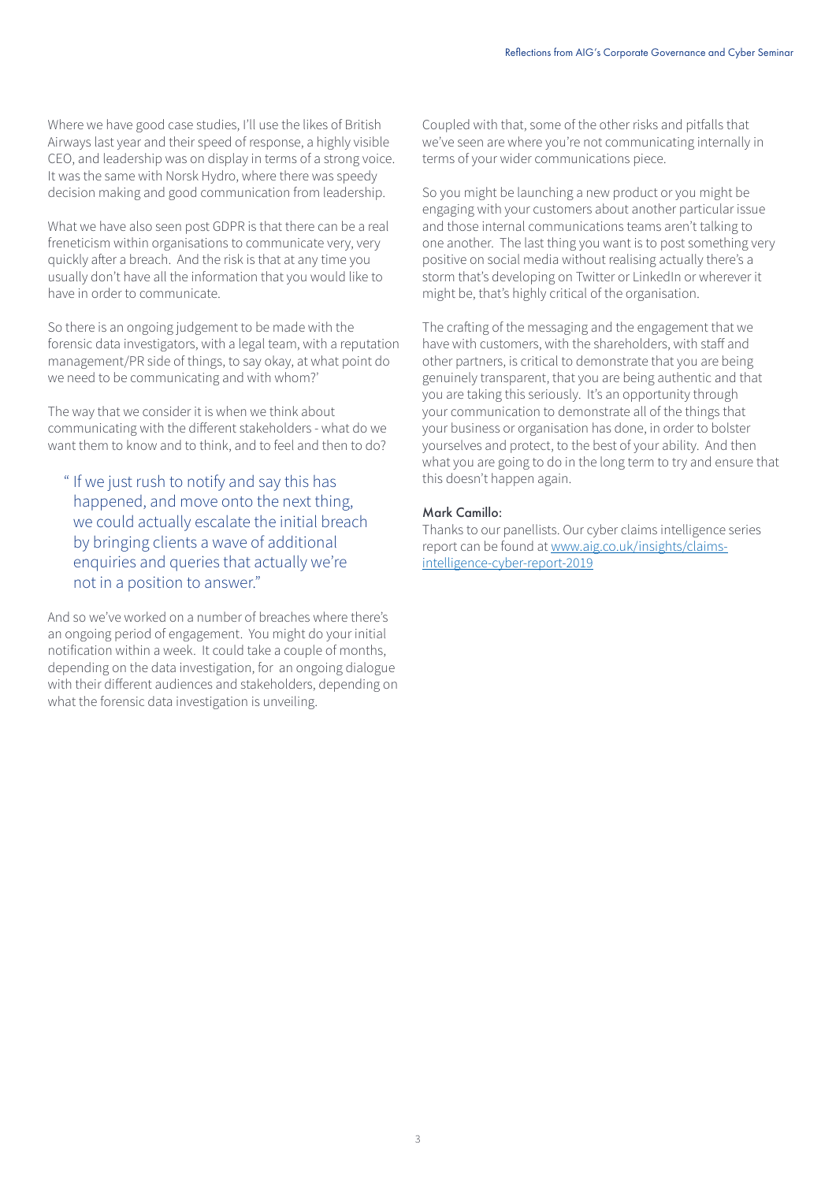Where we have good case studies, I'll use the likes of British Airways last year and their speed of response, a highly visible CEO, and leadership was on display in terms of a strong voice. It was the same with Norsk Hydro, where there was speedy decision making and good communication from leadership.

What we have also seen post GDPR is that there can be a real freneticism within organisations to communicate very, very quickly after a breach. And the risk is that at any time you usually don't have all the information that you would like to have in order to communicate.

So there is an ongoing judgement to be made with the forensic data investigators, with a legal team, with a reputation management/PR side of things, to say okay, at what point do we need to be communicating and with whom?'

The way that we consider it is when we think about communicating with the different stakeholders - what do we want them to know and to think, and to feel and then to do?

> " If we just rush to notify and say this has happened, and move onto the next thing, we could actually escalate the initial breach by bringing clients a wave of additional enquiries and queries that actually we're not in a position to answer."

And so we've worked on a number of breaches where there's an ongoing period of engagement. You might do your initial notification within a week. It could take a couple of months, depending on the data investigation, for an ongoing dialogue with their different audiences and stakeholders, depending on what the forensic data investigation is unveiling.

Coupled with that, some of the other risks and pitfalls that we've seen are where you're not communicating internally in terms of your wider communications piece.

So you might be launching a new product or you might be engaging with your customers about another particular issue and those internal communications teams aren't talking to one another. The last thing you want is to post something very positive on social media without realising actually there's a storm that's developing on Twitter or LinkedIn or wherever it might be, that's highly critical of the organisation.

The crafting of the messaging and the engagement that we have with customers, with the shareholders, with staff and other partners, is critical to demonstrate that you are being genuinely transparent, that you are being authentic and that you are taking this seriously. It's an opportunity through your communication to demonstrate all of the things that your business or organisation has done, in order to bolster yourselves and protect, to the best of your ability. And then what you are going to do in the long term to try and ensure that this doesn't happen again.

**Mark Camillo:**

Thanks to our panellists. Our cyber claims intelligence series report can be found at [www.aig.co.uk/insights/claims-intelligence-cyber-report-2019](www.aig.co.uk/insights/claims-intelligence-cyber-report-2019)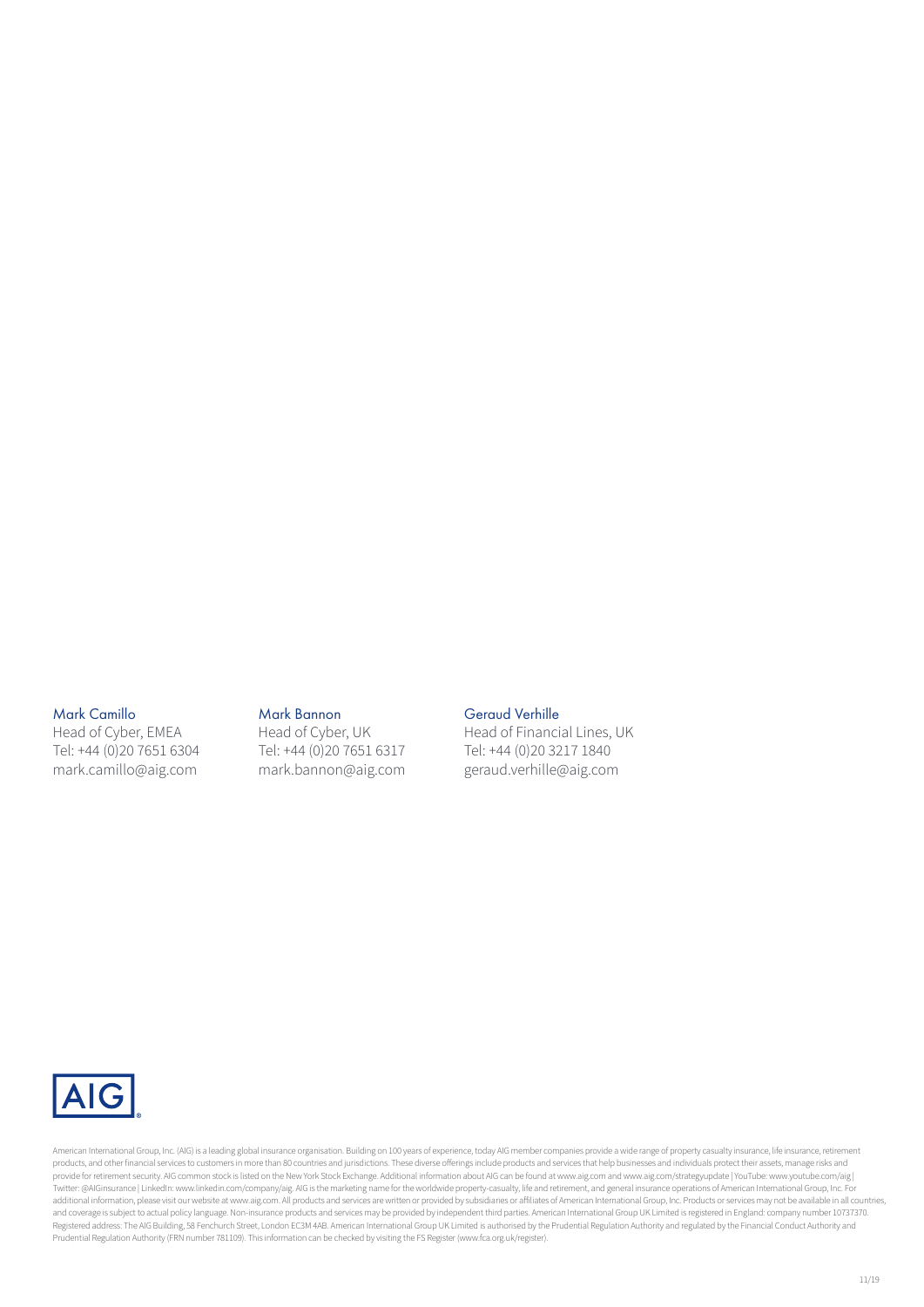**Mark Camillo**
Head of Cyber, EMEA
Tel: +44 (0)20 7651 6304
mark.camillo@aig.com

**Mark Bannon**
Head of Cyber, UK
Tel: +44 (0)20 7651 6317
mark.bannon@aig.com

**Geraud Verhille**
Head of Financial Lines, UK
Tel: +44 (0)20 3217 1840
geraud.verhille@aig.com

AIG

American International Group, Inc. (AIG) is a leading global insurance organisation. Building on 100 years of experience, today AIG member companies provide a wide range of property casualty insurance, life insurance, retirement products, and other financial services to customers in more than 80 countries and jurisdictions. These diverse offerings include products and services that help businesses and individuals protect their assets, manage risks and provide for retirement security. AIG common stock is listed on the New York Stock Exchange. Additional information about AIG can be found at www.aig.com and www.aig.com/strategyupdate | YouTube: www.youtube.com/aig | Twitter: @AIGinsurance | LinkedIn: www.linkedin.com/company/aig. AIG is the marketing name for the worldwide property-casualty, life and retirement, and general insurance operations of American International Group, Inc. For additional information, please visit our website at www.aig.com. All products and services are written or provided by subsidiaries or affiliates of American International Group, Inc. Products or services may not be available in all countries, and coverage is subject to actual policy language. Non-insurance products and services may be provided by independent third parties. American International Group UK Limited is registered in England: company number 10737370. Registered address: The AIG Building, 58 Fenchurch Street, London EC3M 4AB. American International Group UK Limited is authorised by the Prudential Regulation Authority and regulated by the Financial Conduct Authority and Prudential Regulation Authority (FRN number 781109). This information can be checked by visiting the FS Register (www.fca.org.uk/register).

11/19